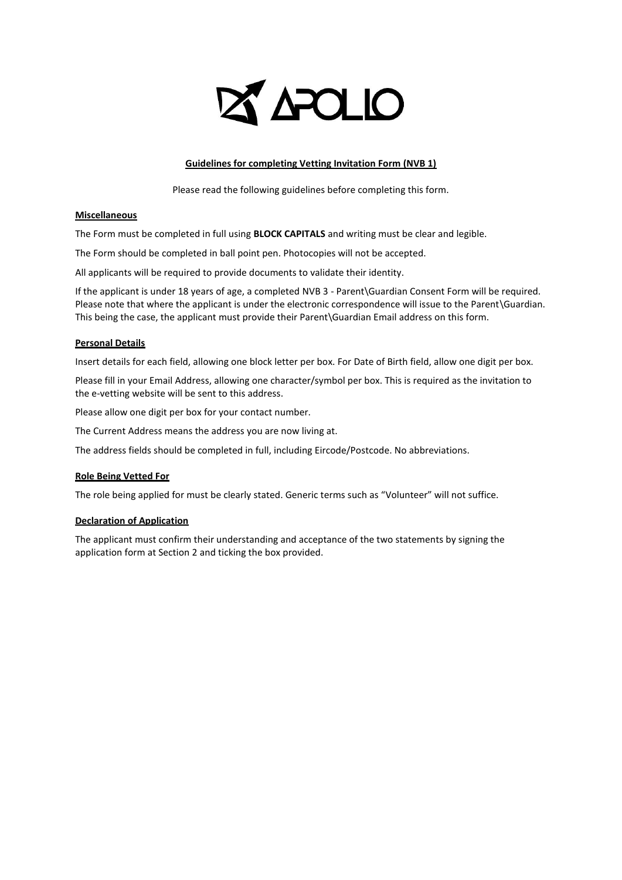APOLLO

## Guidelines for completing Vetting Invitation Form (NVB 1)

Please read the following guidelines before completing this form.

### Miscellaneous

The Form must be completed in full using **BLOCK CAPITALS** and writing must be clear and legible.

The Form should be completed in ball point pen. Photocopies will not be accepted.

All applicants will be required to provide documents to validate their identity.

If the applicant is under 18 years of age, a completed NVB 3 - Parent\Guardian Consent Form will be required. Please note that where the applicant is under the electronic correspondence will issue to the Parent\Guardian. This being the case, the applicant must provide their Parent\Guardian Email address on this form.

### Personal Details

Insert details for each field, allowing one block letter per box. For Date of Birth field, allow one digit per box.

Please fill in your Email Address, allowing one character/symbol per box. This is required as the invitation to the e-vetting website will be sent to this address.

Please allow one digit per box for your contact number.

The Current Address means the address you are now living at.

The address fields should be completed in full, including Eircode/Postcode. No abbreviations.

### Role Being Vetted For

The role being applied for must be clearly stated. Generic terms such as "Volunteer" will not suffice.

### Declaration of Application

The applicant must confirm their understanding and acceptance of the two statements by signing the application form at Section 2 and ticking the box provided.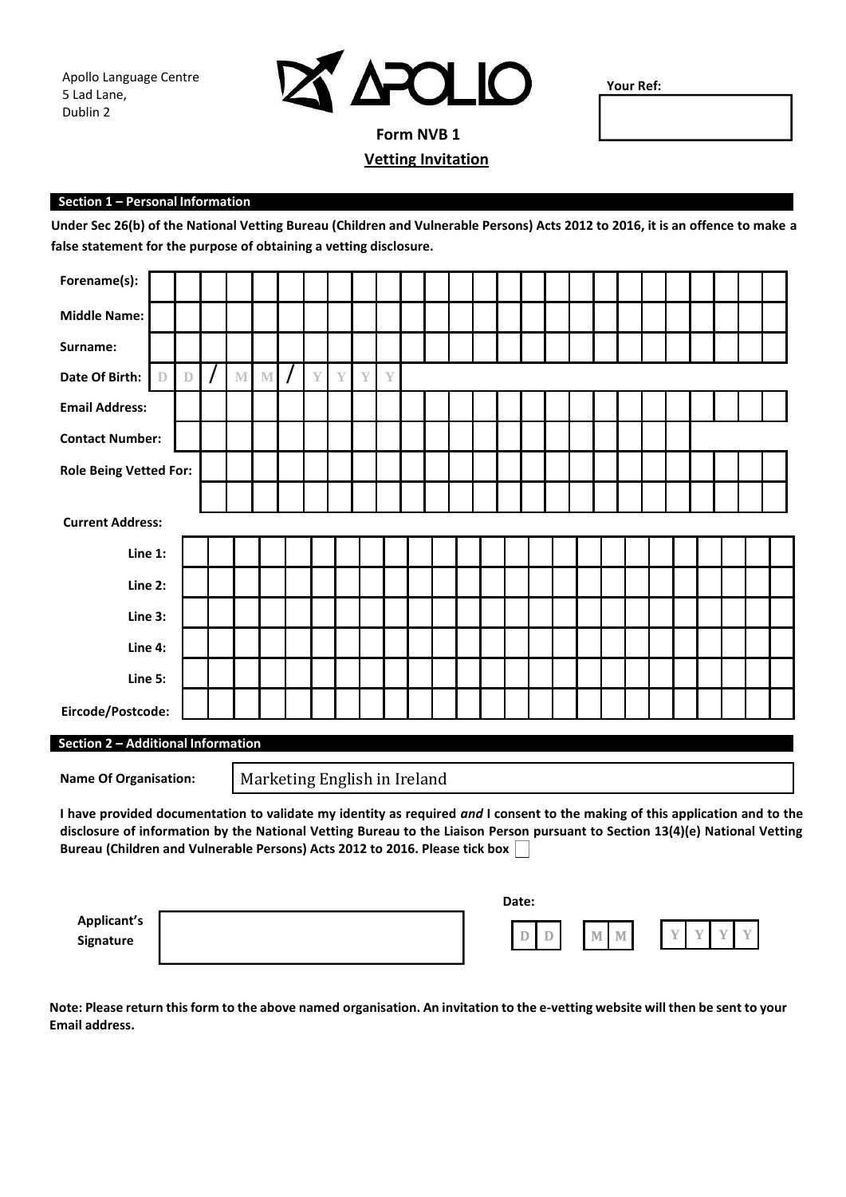Apollo Language Centre
5 Lad Lane,
Dublin 2

APOLLO

**Your Ref:**

**Form NVB 1**

**Vetting Invitation**

## Section 1 – Personal Information

**Under Sec 26(b) of the National Vetting Bureau (Children and Vulnerable Persons) Acts 2012 to 2016, it is an offence to make a false statement for the purpose of obtaining a vetting disclosure.**

| | |
|---|---|
| **Forename(s):** | |
| **Middle Name:** | |
| **Surname:** | |
| **Date Of Birth:** | D D / M M / Y Y Y Y |
| **Email Address:** | |
| **Contact Number:** | |
| **Role Being Vetted For:** | |
| | |

**Current Address:**

| | |
|---|---|
| **Line 1:** | |
| **Line 2:** | |
| **Line 3:** | |
| **Line 4:** | |
| **Line 5:** | |
| **Eircode/Postcode:** | |

## Section 2 – Additional Information

**Name Of Organisation:** Marketing English in Ireland

**I have provided documentation to validate my identity as required *and* I consent to the making of this application and to the disclosure of information by the National Vetting Bureau to the Liaison Person pursuant to Section 13(4)(e) National Vetting Bureau (Children and Vulnerable Persons) Acts 2012 to 2016. Please tick box** ☐

**Applicant's Signature**

**Date:** D D M M Y Y Y Y

**Note: Please return this form to the above named organisation. An invitation to the e-vetting website will then be sent to your Email address.**